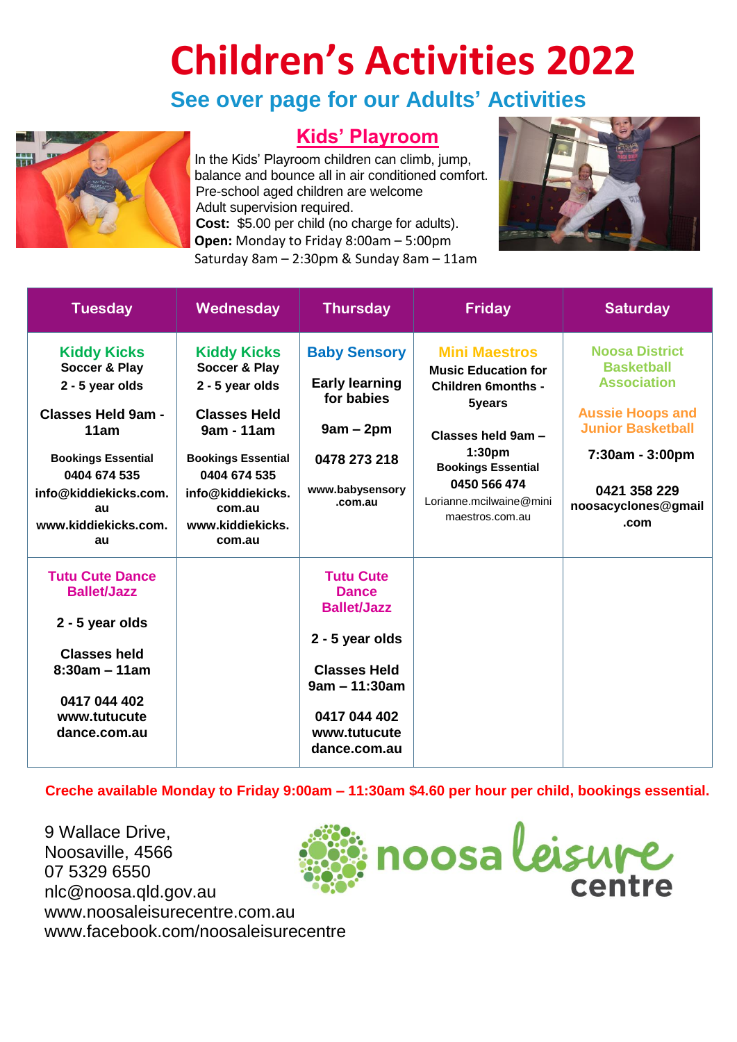# Children's Activities 2022

## See over page for our Adults' Activities

### Kids' Playroom

In the Kids' Playroom children can climb, jump, balance and bounce all in air conditioned comfort.
Pre-school aged children are welcome
Adult supervision required.
**Cost:** $5.00 per child (no charge for adults).
**Open:** Monday to Friday 8:00am – 5:00pm
Saturday 8am – 2:30pm & Sunday 8am – 11am

| Tuesday | Wednesday | Thursday | Friday | Saturday |
|---|---|---|---|---|
| **Kiddy Kicks** Soccer & Play 2 - 5 year olds<br><br>Classes Held 9am - 11am<br><br>Bookings Essential 0404 674 535 info@kiddiekicks.com.au www.kiddiekicks.com.au | **Kiddy Kicks** Soccer & Play 2 - 5 year olds<br><br>Classes Held 9am - 11am<br><br>Bookings Essential 0404 674 535 info@kiddiekicks.com.au www.kiddiekicks.com.au | **Baby Sensory**<br><br>Early learning for babies<br><br>9am – 2pm<br><br>0478 273 218<br><br>www.babysensory.com.au | **Mini Maestros**<br>Music Education for Children 6months - 5years<br><br>Classes held 9am – 1:30pm<br>Bookings Essential 0450 566 474 Lorianne.mcilwaine@minimaestros.com.au | **Noosa District Basketball Association**<br><br>**Aussie Hoops and Junior Basketball**<br><br>7:30am - 3:00pm<br><br>0421 358 229 noosacyclones@gmail.com |
| **Tutu Cute Dance Ballet/Jazz**<br><br>2 - 5 year olds<br><br>Classes held 8:30am – 11am<br><br>0417 044 402 www.tutucutedance.com.au | | **Tutu Cute Dance Ballet/Jazz**<br><br>2 - 5 year olds<br><br>Classes Held 9am – 11:30am<br><br>0417 044 402 www.tutucutedance.com.au | | |

**Creche available Monday to Friday 9:00am – 11:30am $4.60 per hour per child, bookings essential.**

9 Wallace Drive,
Noosaville, 4566
07 5329 6550
nlc@noosa.qld.gov.au
www.noosaleisurecentre.com.au
www.facebook.com/noosaleisurecentre

noosa leisure centre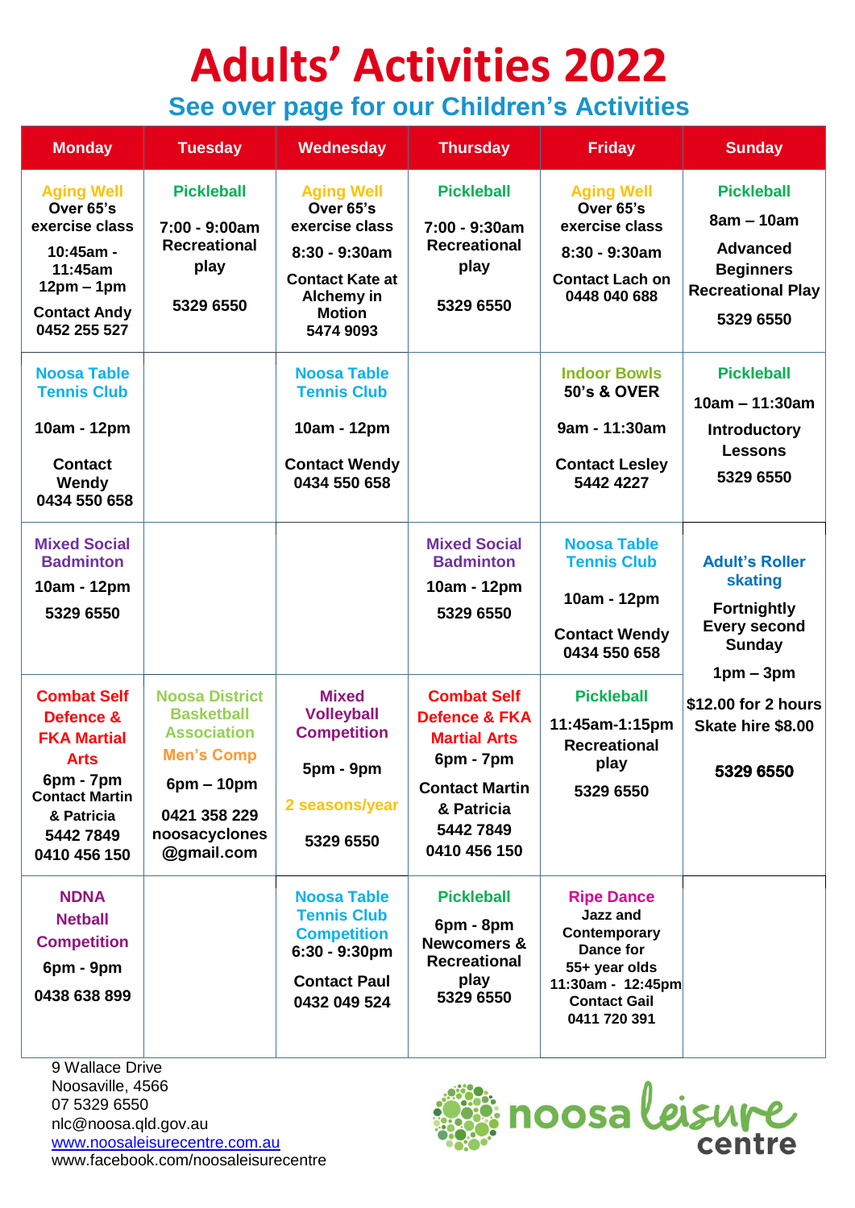# Adults' Activities 2022

## See over page for our Children's Activities

| Monday | Tuesday | Wednesday | Thursday | Friday | Sunday |
|---|---|---|---|---|---|
| **Aging Well** Over 65's exercise class 10:45am - 11:45am 12pm – 1pm Contact Andy 0452 255 527 | **Pickleball** 7:00 - 9:00am Recreational play 5329 6550 | **Aging Well** Over 65's exercise class 8:30 - 9:30am Contact Kate at Alchemy in Motion 5474 9093 | **Pickleball** 7:00 - 9:30am Recreational play 5329 6550 | **Aging Well** Over 65's exercise class 8:30 - 9:30am Contact Lach on 0448 040 688 | **Pickleball** 8am – 10am Advanced Beginners Recreational Play 5329 6550 |
| **Noosa Table Tennis Club** 10am - 12pm Contact Wendy 0434 550 658 | | **Noosa Table Tennis Club** 10am - 12pm Contact Wendy 0434 550 658 | | **Indoor Bowls** 50's & OVER 9am - 11:30am Contact Lesley 5442 4227 | **Pickleball** 10am – 11:30am Introductory Lessons 5329 6550 |
| **Mixed Social Badminton** 10am - 12pm 5329 6550 | | | **Mixed Social Badminton** 10am - 12pm 5329 6550 | **Noosa Table Tennis Club** 10am - 12pm Contact Wendy 0434 550 658 | **Adult's Roller skating** Fortnightly Every second Sunday 1pm – 3pm $12.00 for 2 hours Skate hire $8.00 5329 6550 |
| **Combat Self Defence & FKA Martial Arts** 6pm - 7pm Contact Martin & Patricia 5442 7849 0410 456 150 | **Noosa District Basketball Association** Men's Comp 6pm – 10pm 0421 358 229 noosacyclones@gmail.com | **Mixed Volleyball Competition** 5pm - 9pm 2 seasons/year 5329 6550 | **Combat Self Defence & FKA Martial Arts** 6pm - 7pm Contact Martin & Patricia 5442 7849 0410 456 150 | **Pickleball** 11:45am-1:15pm Recreational play 5329 6550 | |
| **NDNA Netball Competition** 6pm - 9pm 0438 638 899 | | **Noosa Table Tennis Club Competition** 6:30 - 9:30pm Contact Paul 0432 049 524 | **Pickleball** 6pm - 8pm Newcomers & Recreational play 5329 6550 | **Ripe Dance** Jazz and Contemporary Dance for 55+ year olds 11:30am - 12:45pm Contact Gail 0411 720 391 | |

9 Wallace Drive
Noosaville, 4566
07 5329 6550
nlc@noosa.qld.gov.au
www.noosaleisurecentre.com.au
www.facebook.com/noosaleisurecentre

noosa leisure centre